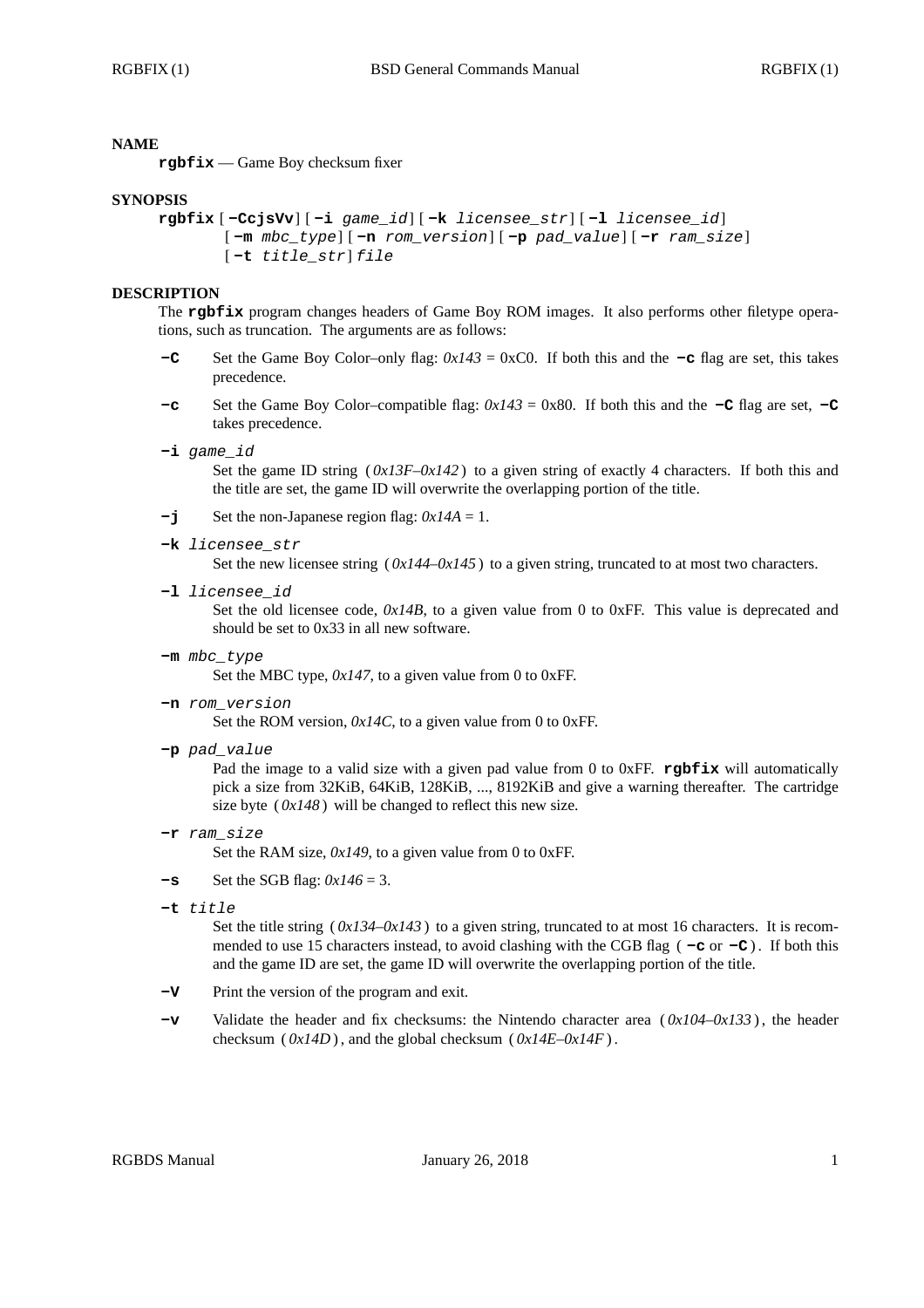## NAME

**rgbfix** — Game Boy checksum fixer

## SYNOPSIS

**rgbfix** [**−CcjsVv**] [**−i** *game_id*] [**−k** *licensee_str*] [**−l** *licensee_id*] [**−m** *mbc_type*] [**−n** *rom_version*] [**−p** *pad_value*] [**−r** *ram_size*] [**−t** *title_str*] *file*

## DESCRIPTION

The **rgbfix** program changes headers of Game Boy ROM images. It also performs other filetype operations, such as truncation. The arguments are as follows:

**−C**
: Set the Game Boy Color–only flag: *0x143* = 0xC0. If both this and the **−c** flag are set, this takes precedence.

**−c**
: Set the Game Boy Color–compatible flag: *0x143* = 0x80. If both this and the **−C** flag are set, **−C** takes precedence.

**−i** *game_id*
: Set the game ID string (*0x13F–0x142*) to a given string of exactly 4 characters. If both this and the title are set, the game ID will overwrite the overlapping portion of the title.

**−j**
: Set the non-Japanese region flag: *0x14A* = 1.

**−k** *licensee_str*
: Set the new licensee string (*0x144–0x145*) to a given string, truncated to at most two characters.

**−l** *licensee_id*
: Set the old licensee code, *0x14B*, to a given value from 0 to 0xFF. This value is deprecated and should be set to 0x33 in all new software.

**−m** *mbc_type*
: Set the MBC type, *0x147*, to a given value from 0 to 0xFF.

**−n** *rom_version*
: Set the ROM version, *0x14C*, to a given value from 0 to 0xFF.

**−p** *pad_value*
: Pad the image to a valid size with a given pad value from 0 to 0xFF. **rgbfix** will automatically pick a size from 32KiB, 64KiB, 128KiB, ..., 8192KiB and give a warning thereafter. The cartridge size byte (*0x148*) will be changed to reflect this new size.

**−r** *ram_size*
: Set the RAM size, *0x149*, to a given value from 0 to 0xFF.

**−s**
: Set the SGB flag: *0x146* = 3.

**−t** *title*
: Set the title string (*0x134–0x143*) to a given string, truncated to at most 16 characters. It is recommended to use 15 characters instead, to avoid clashing with the CGB flag (**−c** or **−C**). If both this and the game ID are set, the game ID will overwrite the overlapping portion of the title.

**−V**
: Print the version of the program and exit.

**−v**
: Validate the header and fix checksums: the Nintendo character area (*0x104–0x133*), the header checksum (*0x14D*), and the global checksum (*0x14E–0x14F*).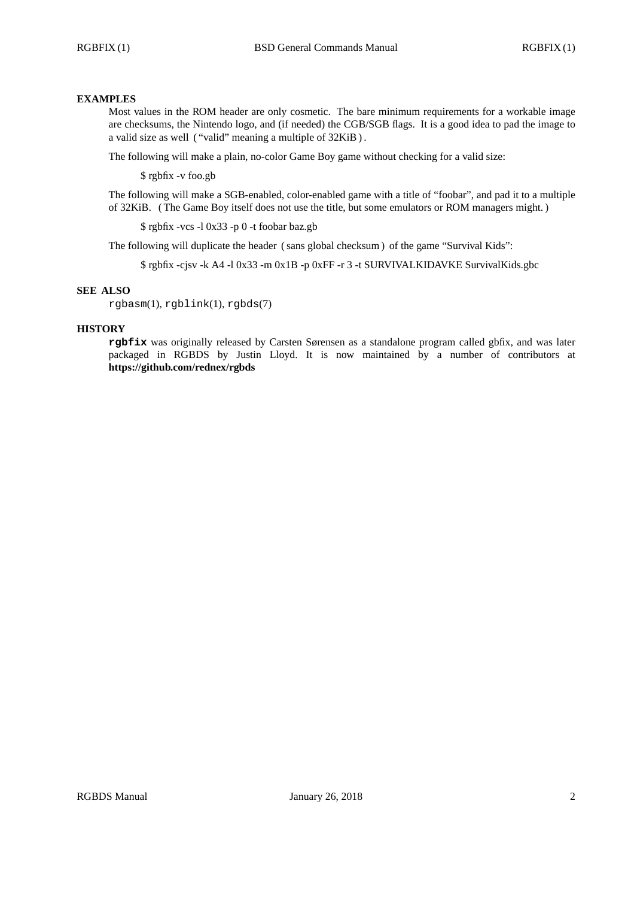## EXAMPLES

Most values in the ROM header are only cosmetic. The bare minimum requirements for a workable image are checksums, the Nintendo logo, and (if needed) the CGB/SGB flags. It is a good idea to pad the image to a valid size as well ( "valid" meaning a multiple of 32KiB ) .

The following will make a plain, no-color Game Boy game without checking for a valid size:

```
$ rgbfix -v foo.gb
```

The following will make a SGB-enabled, color-enabled game with a title of "foobar", and pad it to a multiple of 32KiB. ( The Game Boy itself does not use the title, but some emulators or ROM managers might. )

```
$ rgbfix -vcs -l 0x33 -p 0 -t foobar baz.gb
```

The following will duplicate the header ( sans global checksum ) of the game "Survival Kids":

```
$ rgbfix -cjsv -k A4 -l 0x33 -m 0x1B -p 0xFF -r 3 -t SURVIVALKIDAVKE SurvivalKids.gbc
```

## SEE ALSO

`rgbasm`(1), `rgblink`(1), `rgbds`(7)

## HISTORY

**`rgbfix`** was originally released by Carsten Sørensen as a standalone program called gbfix, and was later packaged in RGBDS by Justin Lloyd. It is now maintained by a number of contributors at **https://github.com/rednex/rgbds**